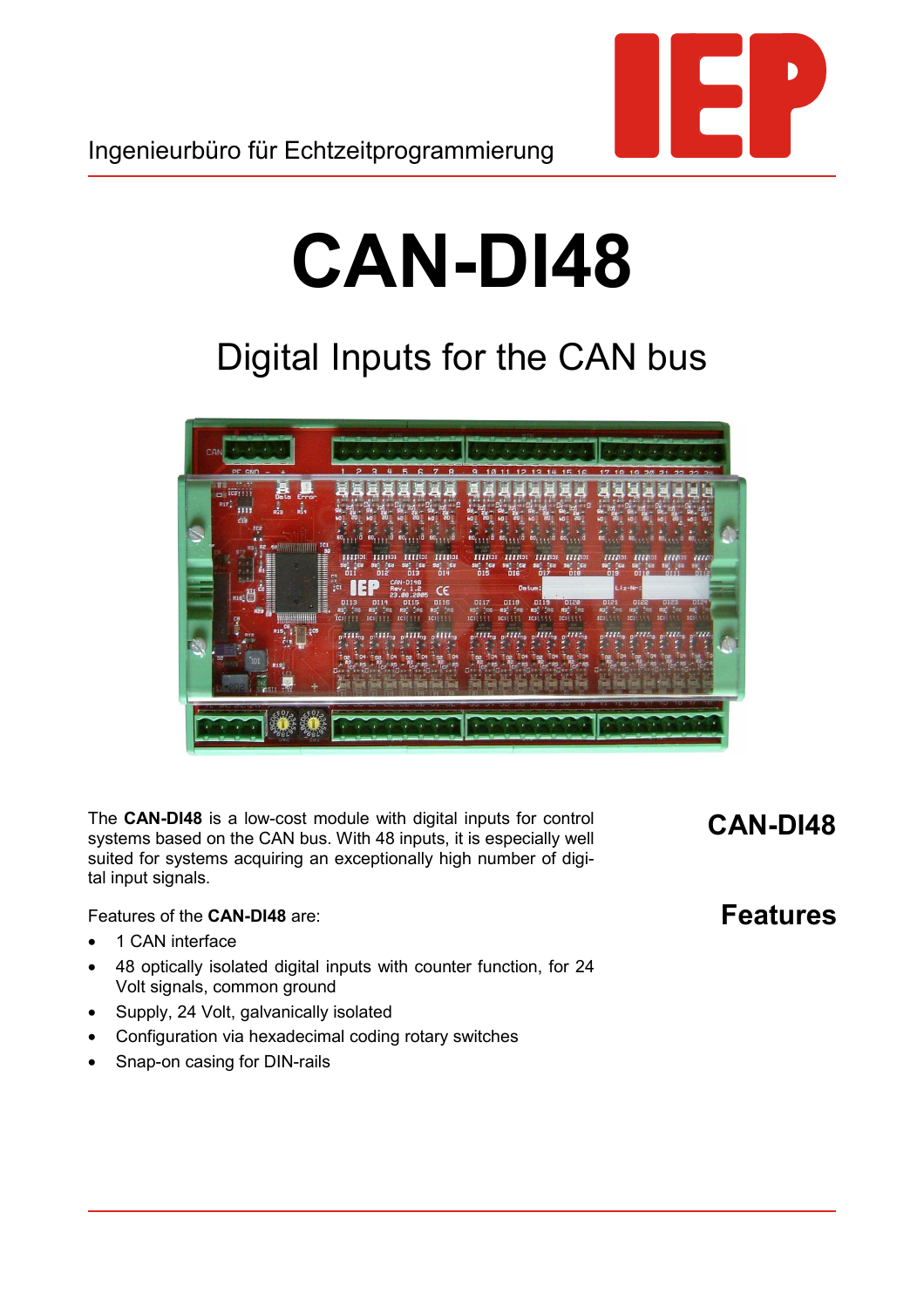Ingenieurbüro für Echtzeitprogrammierung

# CAN-DI48

## Digital Inputs for the CAN bus

### CAN-DI48

The **CAN-DI48** is a low-cost module with digital inputs for control systems based on the CAN bus. With 48 inputs, it is especially well suited for systems acquiring an exceptionally high number of digital input signals.

### Features

Features of the **CAN-DI48** are:

- 1 CAN interface
- 48 optically isolated digital inputs with counter function, for 24 Volt signals, common ground
- Supply, 24 Volt, galvanically isolated
- Configuration via hexadecimal coding rotary switches
- Snap-on casing for DIN-rails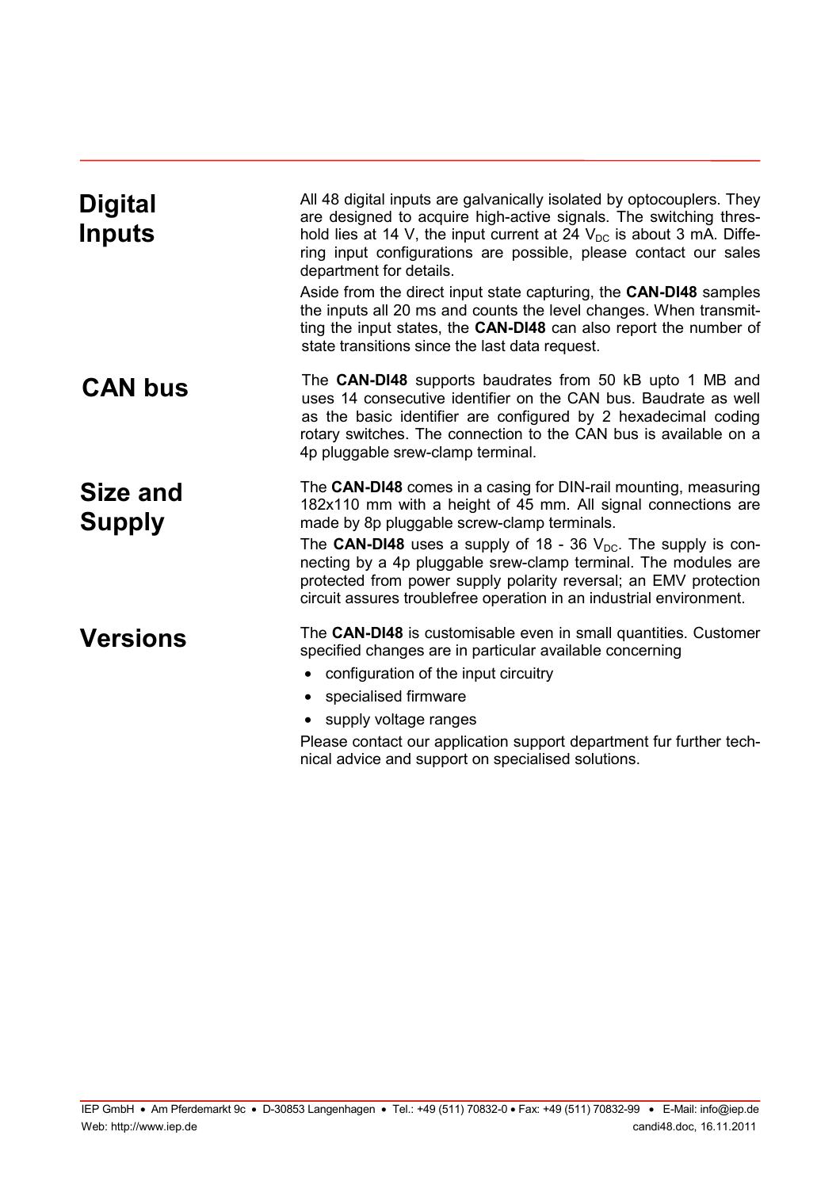## Digital Inputs

All 48 digital inputs are galvanically isolated by optocouplers. They are designed to acquire high-active signals. The switching threshold lies at 14 V, the input current at 24 $V_{DC}$ is about 3 mA. Differing input configurations are possible, please contact our sales department for details.

Aside from the direct input state capturing, the **CAN-DI48** samples the inputs all 20 ms and counts the level changes. When transmitting the input states, the **CAN-DI48** can also report the number of state transitions since the last data request.

## CAN bus

The **CAN-DI48** supports baudrates from 50 kB upto 1 MB and uses 14 consecutive identifier on the CAN bus. Baudrate as well as the basic identifier are configured by 2 hexadecimal coding rotary switches. The connection to the CAN bus is available on a 4p pluggable srew-clamp terminal.

## Size and Supply

The **CAN-DI48** comes in a casing for DIN-rail mounting, measuring 182x110 mm with a height of 45 mm. All signal connections are made by 8p pluggable screw-clamp terminals.

The **CAN-DI48** uses a supply of 18 - 36 $V_{DC}$. The supply is connecting by a 4p pluggable srew-clamp terminal. The modules are protected from power supply polarity reversal; an EMV protection circuit assures troublefree operation in an industrial environment.

## Versions

The **CAN-DI48** is customisable even in small quantities. Customer specified changes are in particular available concerning

- configuration of the input circuitry
- specialised firmware
- supply voltage ranges

Please contact our application support department fur further technical advice and support on specialised solutions.

IEP GmbH • Am Pferdemarkt 9c • D-30853 Langenhagen • Tel.: +49 (511) 70832-0 • Fax: +49 (511) 70832-99 • E-Mail: info@iep.de
Web: http://www.iep.de candi48.doc, 16.11.2011